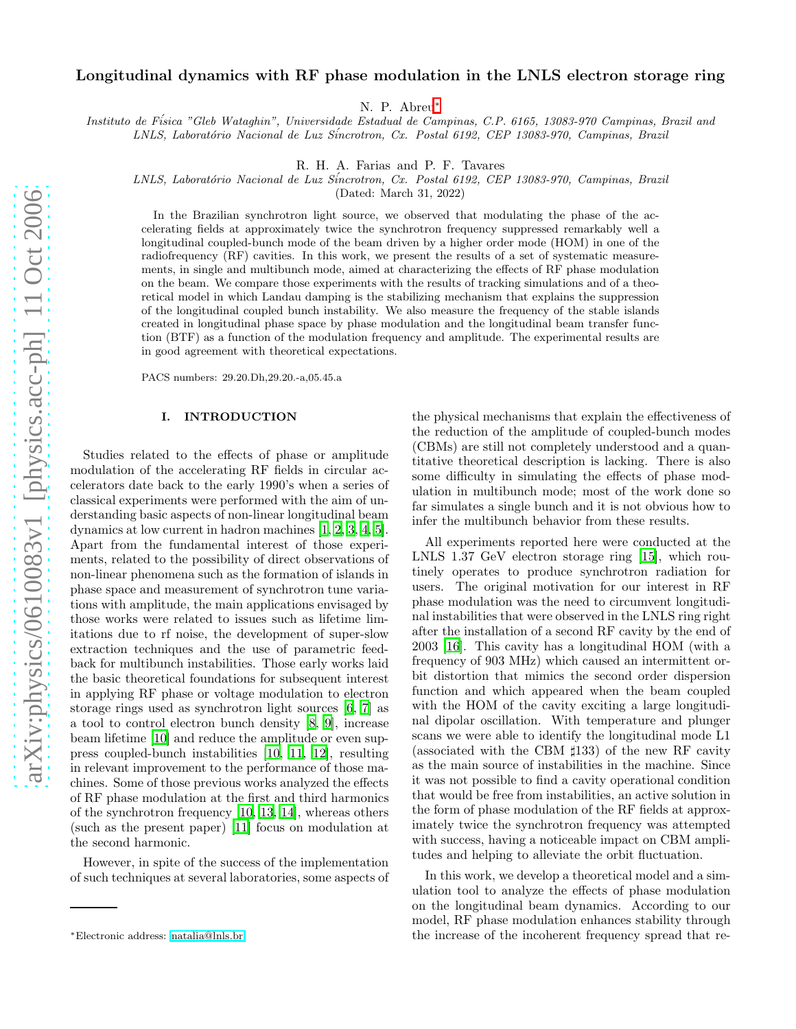# Longitudinal dynamics with RF phase modulation in the LNLS electron storage ring

N. P. Abreu*

*Instituto de Física "Gleb Wataghin", Universidade Estadual de Campinas, C.P. 6165, 13083-970 Campinas, Brazil and LNLS, Laboratório Nacional de Luz Síncrotron, Cx. Postal 6192, CEP 13083-970, Campinas, Brazil*

R. H. A. Farias and P. F. Tavares

*LNLS, Laboratório Nacional de Luz Síncrotron, Cx. Postal 6192, CEP 13083-970, Campinas, Brazil*

(Dated: March 31, 2022)

In the Brazilian synchrotron light source, we observed that modulating the phase of the accelerating fields at approximately twice the synchrotron frequency suppressed remarkably well a longitudinal coupled-bunch mode of the beam driven by a higher order mode (HOM) in one of the radiofrequency (RF) cavities. In this work, we present the results of a set of systematic measurements, in single and multibunch mode, aimed at characterizing the effects of RF phase modulation on the beam. We compare those experiments with the results of tracking simulations and of a theoretical model in which Landau damping is the stabilizing mechanism that explains the suppression of the longitudinal coupled bunch instability. We also measure the frequency of the stable islands created in longitudinal phase space by phase modulation and the longitudinal beam transfer function (BTF) as a function of the modulation frequency and amplitude. The experimental results are in good agreement with theoretical expectations.

PACS numbers: 29.20.Dh,29.20.-a,05.45.a

## I. INTRODUCTION

Studies related to the effects of phase or amplitude modulation of the accelerating RF fields in circular accelerators date back to the early 1990's when a series of classical experiments were performed with the aim of understanding basic aspects of non-linear longitudinal beam dynamics at low current in hadron machines [1, 2, 3, 4, 5]. Apart from the fundamental interest of those experiments, related to the possibility of direct observations of non-linear phenomena such as the formation of islands in phase space and measurement of synchrotron tune variations with amplitude, the main applications envisaged by those works were related to issues such as lifetime limitations due to rf noise, the development of super-slow extraction techniques and the use of parametric feedback for multibunch instabilities. Those early works laid the basic theoretical foundations for subsequent interest in applying RF phase or voltage modulation to electron storage rings used as synchrotron light sources [6, 7] as a tool to control electron bunch density [8, 9], increase beam lifetime [10] and reduce the amplitude or even suppress coupled-bunch instabilities [10, 11, 12], resulting in relevant improvement to the performance of those machines. Some of those previous works analyzed the effects of RF phase modulation at the first and third harmonics of the synchrotron frequency [10, 13, 14], whereas others (such as the present paper) [11] focus on modulation at the second harmonic.

However, in spite of the success of the implementation of such techniques at several laboratories, some aspects of the physical mechanisms that explain the effectiveness of the reduction of the amplitude of coupled-bunch modes (CBMs) are still not completely understood and a quantitative theoretical description is lacking. There is also some difficulty in simulating the effects of phase modulation in multibunch mode; most of the work done so far simulates a single bunch and it is not obvious how to infer the multibunch behavior from these results.

All experiments reported here were conducted at the LNLS 1.37 GeV electron storage ring [15], which routinely operates to produce synchrotron radiation for users. The original motivation for our interest in RF phase modulation was the need to circumvent longitudinal instabilities that were observed in the LNLS ring right after the installation of a second RF cavity by the end of 2003 [16]. This cavity has a longitudinal HOM (with a frequency of 903 MHz) which caused an intermittent orbit distortion that mimics the second order dispersion function and which appeared when the beam coupled with the HOM of the cavity exciting a large longitudinal dipolar oscillation. With temperature and plunger scans we were able to identify the longitudinal mode L1 (associated with the CBM ♯133) of the new RF cavity as the main source of instabilities in the machine. Since it was not possible to find a cavity operational condition that would be free from instabilities, an active solution in the form of phase modulation of the RF fields at approximately twice the synchrotron frequency was attempted with success, having a noticeable impact on CBM amplitudes and helping to alleviate the orbit fluctuation.

In this work, we develop a theoretical model and a simulation tool to analyze the effects of phase modulation on the longitudinal beam dynamics. According to our model, RF phase modulation enhances stability through the increase of the incoherent frequency spread that re-

*Electronic address: natalia@lnls.br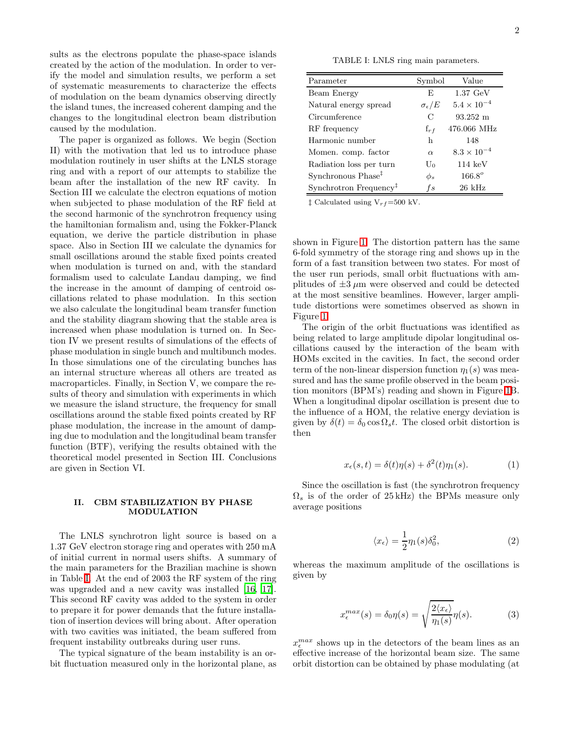sults as the electrons populate the phase-space islands created by the action of the modulation. In order to verify the model and simulation results, we perform a set of systematic measurements to characterize the effects of modulation on the beam dynamics observing directly the island tunes, the increased coherent damping and the changes to the longitudinal electron beam distribution caused by the modulation.

The paper is organized as follows. We begin (Section II) with the motivation that led us to introduce phase modulation routinely in user shifts at the LNLS storage ring and with a report of our attempts to stabilize the beam after the installation of the new RF cavity. In Section III we calculate the electron equations of motion when subjected to phase modulation of the RF field at the second harmonic of the synchrotron frequency using the hamiltonian formalism and, using the Fokker-Planck equation, we derive the particle distribution in phase space. Also in Section III we calculate the dynamics for small oscillations around the stable fixed points created when modulation is turned on and, with the standard formalism used to calculate Landau damping, we find the increase in the amount of damping of centroid oscillations related to phase modulation. In this section we also calculate the longitudinal beam transfer function and the stability diagram showing that the stable area is increased when phase modulation is turned on. In Section IV we present results of simulations of the effects of phase modulation in single bunch and multibunch modes. In those simulations one of the circulating bunches has an internal structure whereas all others are treated as macroparticles. Finally, in Section V, we compare the results of theory and simulation with experiments in which we measure the island structure, the frequency for small oscillations around the stable fixed points created by RF phase modulation, the increase in the amount of damping due to modulation and the longitudinal beam transfer function (BTF), verifying the results obtained with the theoretical model presented in Section III. Conclusions are given in Section VI.

## II. CBM STABILIZATION BY PHASE MODULATION

The LNLS synchrotron light source is based on a 1.37 GeV electron storage ring and operates with 250 mA of initial current in normal users shifts. A summary of the main parameters for the Brazilian machine is shown in Table I. At the end of 2003 the RF system of the ring was upgraded and a new cavity was installed [16, 17]. This second RF cavity was added to the system in order to prepare it for power demands that the future installation of insertion devices will bring about. After operation with two cavities was initiated, the beam suffered from frequent instability outbreaks during user runs.

The typical signature of the beam instability is an orbit fluctuation measured only in the horizontal plane, as shown in Figure 1. The distortion pattern has the same 6-fold symmetry of the storage ring and shows up in the form of a fast transition between two states. For most of the user run periods, small orbit fluctuations with amplitudes of $\pm 3\,\mu$m were observed and could be detected at the most sensitive beamlines. However, larger amplitude distortions were sometimes observed as shown in Figure 1.

TABLE I: LNLS ring main parameters.

| Parameter | Symbol | Value |
|---|---|---|
| Beam Energy | E | 1.37 GeV |
| Natural energy spread | $\sigma_\epsilon/E$ | $5.4\times10^{-4}$ |
| Circumference | C | 93.252 m |
| RF frequency | $f_{rf}$ | 476.066 MHz |
| Harmonic number | h | 148 |
| Momen. comp. factor | $\alpha$ | $8.3\times10^{-4}$ |
| Radiation loss per turn | $U_0$ | 114 keV |
| Synchronous Phase‡ | $\phi_s$ | $166.8^o$ |
| Synchrotron Frequency‡ | $fs$ | 26 kHz |

‡ Calculated using $V_{rf}$=500 kV.

The origin of the orbit fluctuations was identified as being related to large amplitude dipolar longitudinal oscillations caused by the interaction of the beam with HOMs excited in the cavities. In fact, the second order term of the non-linear dispersion function $\eta_1(s)$ was measured and has the same profile observed in the beam position monitors (BPM's) reading and shown in Figure 1B. When a longitudinal dipolar oscillation is present due to the influence of a HOM, the relative energy deviation is given by $\delta(t) = \delta_0 \cos \Omega_s t$. The closed orbit distortion is then

$$x_\epsilon(s,t) = \delta(t)\eta(s) + \delta^2(t)\eta_1(s). \tag{1}$$

Since the oscillation is fast (the synchrotron frequency $\Omega_s$ is of the order of 25 kHz) the BPMs measure only average positions

$$\langle x_\epsilon \rangle = \frac{1}{2}\eta_1(s)\delta_0^2, \tag{2}$$

whereas the maximum amplitude of the oscillations is given by

$$x_\epsilon^{max}(s) = \delta_0\eta(s) = \sqrt{\frac{2\langle x_\epsilon\rangle}{\eta_1(s)}}\eta(s). \tag{3}$$

$x_\epsilon^{max}$ shows up in the detectors of the beam lines as an effective increase of the horizontal beam size. The same orbit distortion can be obtained by phase modulating (at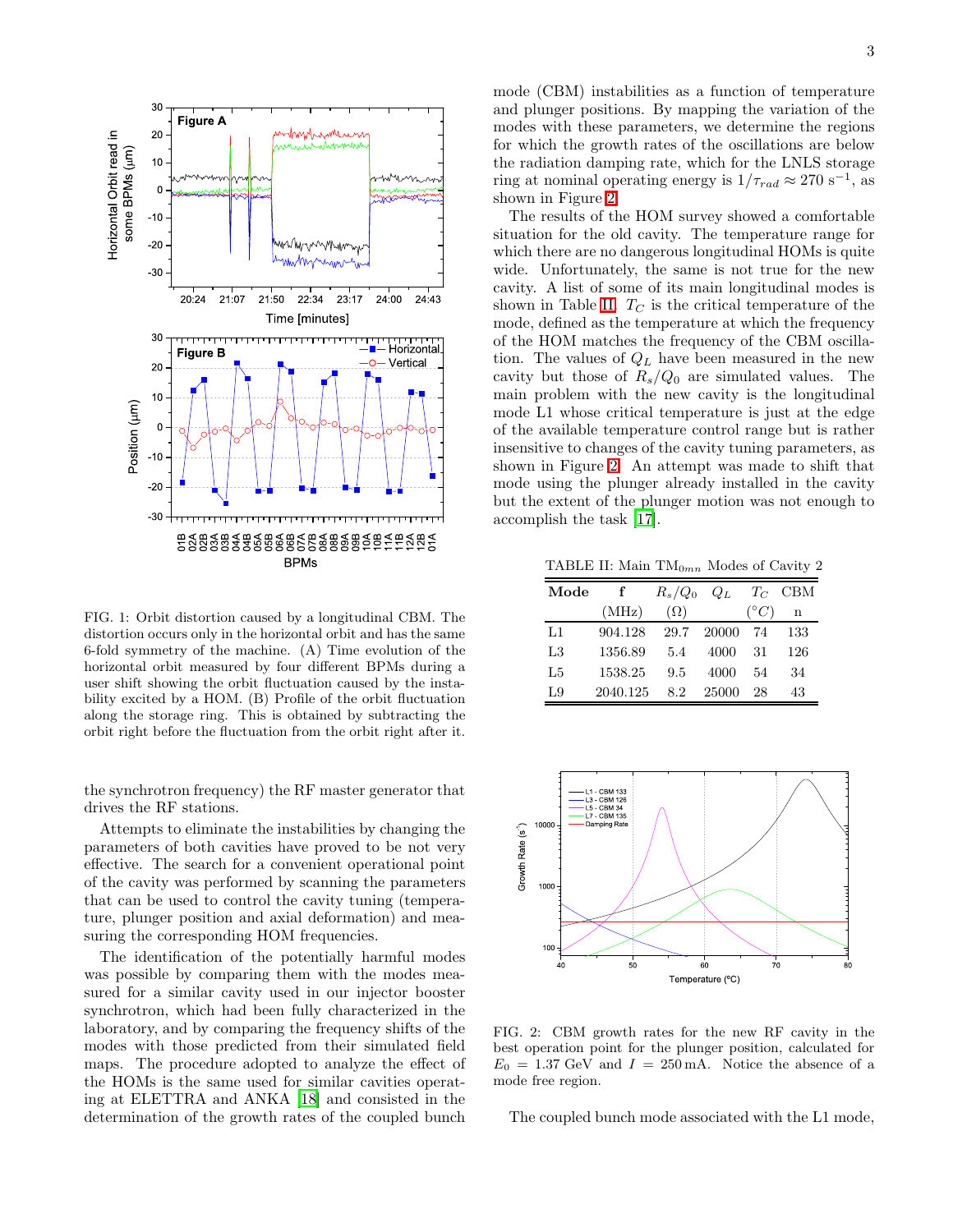FIG. 1: Orbit distortion caused by a longitudinal CBM. The distortion occurs only in the horizontal orbit and has the same 6-fold symmetry of the machine. (A) Time evolution of the horizontal orbit measured by four different BPMs during a user shift showing the orbit fluctuation caused by the instability excited by a HOM. (B) Profile of the orbit fluctuation along the storage ring. This is obtained by subtracting the orbit right before the fluctuation from the orbit right after it.

the synchrotron frequency) the RF master generator that drives the RF stations.

Attempts to eliminate the instabilities by changing the parameters of both cavities have proved to be not very effective. The search for a convenient operational point of the cavity was performed by scanning the parameters that can be used to control the cavity tuning (temperature, plunger position and axial deformation) and measuring the corresponding HOM frequencies.

The identification of the potentially harmful modes was possible by comparing them with the modes measured for a similar cavity used in our injector booster synchrotron, which had been fully characterized in the laboratory, and by comparing the frequency shifts of the modes with those predicted from their simulated field maps. The procedure adopted to analyze the effect of the HOMs is the same used for similar cavities operating at ELETTRA and ANKA [18] and consisted in the determination of the growth rates of the coupled bunch mode (CBM) instabilities as a function of temperature and plunger positions. By mapping the variation of the modes with these parameters, we determine the regions for which the growth rates of the oscillations are below the radiation damping rate, which for the LNLS storage ring at nominal operating energy is $1/\tau_{rad} \approx 270\ \mathrm{s}^{-1}$, as shown in Figure 2.

The results of the HOM survey showed a comfortable situation for the old cavity. The temperature range for which there are no dangerous longitudinal HOMs is quite wide. Unfortunately, the same is not true for the new cavity. A list of some of its main longitudinal modes is shown in Table II. $T_C$ is the critical temperature of the mode, defined as the temperature at which the frequency of the HOM matches the frequency of the CBM oscillation. The values of $Q_L$ have been measured in the new cavity but those of $R_s/Q_0$ are simulated values. The main problem with the new cavity is the longitudinal mode L1 whose critical temperature is just at the edge of the available temperature control range but is rather insensitive to changes of the cavity tuning parameters, as shown in Figure 2. An attempt was made to shift that mode using the plunger already installed in the cavity but the extent of the plunger motion was not enough to accomplish the task [17].

TABLE II: Main $TM_{0mn}$ Modes of Cavity 2

| Mode | f (MHz) | $R_s/Q_0$ ($\Omega$) | $Q_L$ | $T_C$ ($^\circ C$) | CBM n |
|---|---|---|---|---|---|
| L1 | 904.128 | 29.7 | 20000 | 74 | 133 |
| L3 | 1356.89 | 5.4 | 4000 | 31 | 126 |
| L5 | 1538.25 | 9.5 | 4000 | 54 | 34 |
| L9 | 2040.125 | 8.2 | 25000 | 28 | 43 |

FIG. 2: CBM growth rates for the new RF cavity in the best operation point for the plunger position, calculated for $E_0 = 1.37$ GeV and $I = 250$ mA. Notice the absence of a mode free region.

The coupled bunch mode associated with the L1 mode,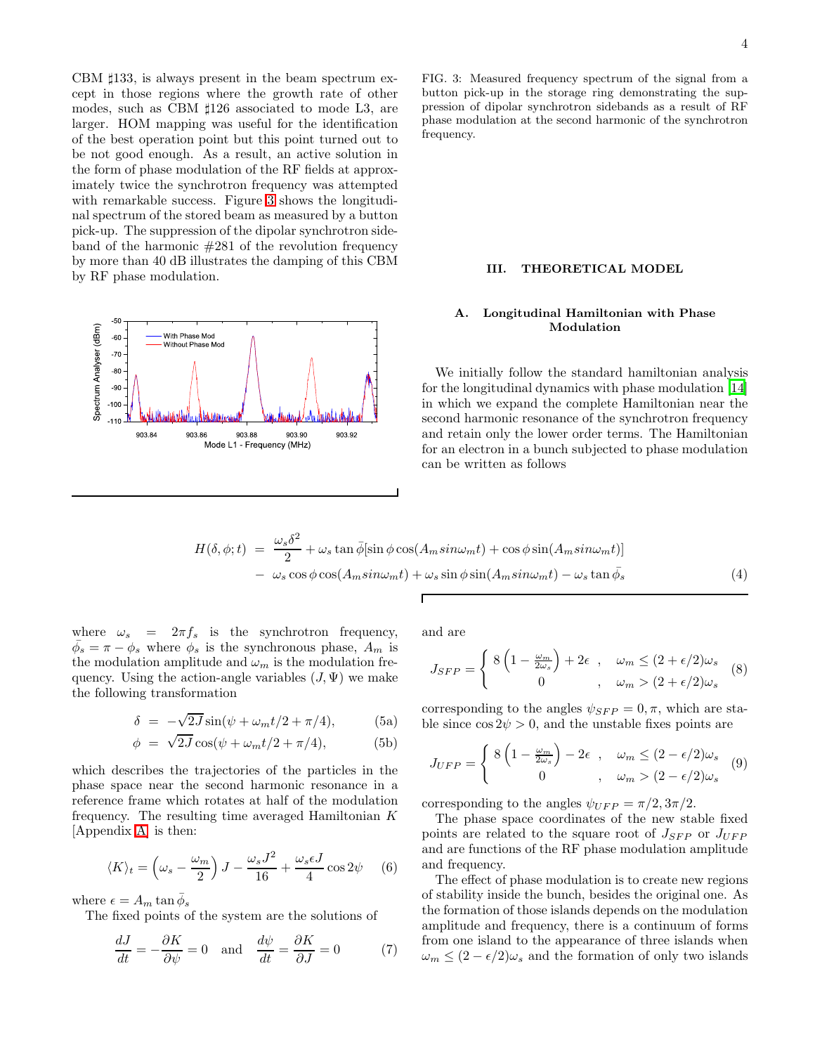CBM ♯133, is always present in the beam spectrum except in those regions where the growth rate of other modes, such as CBM ♯126 associated to mode L3, are larger. HOM mapping was useful for the identification of the best operation point but this point turned out to be not good enough. As a result, an active solution in the form of phase modulation of the RF fields at approximately twice the synchrotron frequency was attempted with remarkable success. Figure 3 shows the longitudinal spectrum of the stored beam as measured by a button pick-up. The suppression of the dipolar synchrotron sideband of the harmonic #281 of the revolution frequency by more than 40 dB illustrates the damping of this CBM by RF phase modulation.

FIG. 3: Measured frequency spectrum of the signal from a button pick-up in the storage ring demonstrating the suppression of dipolar synchrotron sidebands as a result of RF phase modulation at the second harmonic of the synchrotron frequency.

## III. THEORETICAL MODEL

### A. Longitudinal Hamiltonian with Phase Modulation

We initially follow the standard hamiltonian analysis for the longitudinal dynamics with phase modulation [14] in which we expand the complete Hamiltonian near the second harmonic resonance of the synchrotron frequency and retain only the lower order terms. The Hamiltonian for an electron in a bunch subjected to phase modulation can be written as follows

$$
\begin{aligned}
H(\delta, \phi; t) \; &= \; \frac{\omega_s \delta^2}{2} + \omega_s \tan\bar{\phi}[\sin\phi\cos(A_m sin\omega_m t) + \cos\phi\sin(A_m sin\omega_m t)] \\
&- \; \omega_s \cos\phi\cos(A_m sin\omega_m t) + \omega_s \sin\phi\sin(A_m sin\omega_m t) - \omega_s \tan\bar{\phi_s}
\end{aligned}
\tag{4}
$$

where $\omega_s = 2\pi f_s$ is the synchrotron frequency, $\bar{\phi_s} = \pi - \phi_s$ where $\phi_s$ is the synchronous phase, $A_m$ is the modulation amplitude and $\omega_m$ is the modulation frequency. Using the action-angle variables $(J, \Psi)$ we make the following transformation

$$
\delta \; = \; -\sqrt{2J}\sin(\psi + \omega_m t/2 + \pi/4), \tag{5a}
$$

$$
\phi \; = \; \sqrt{2J}\cos(\psi + \omega_m t/2 + \pi/4), \tag{5b}
$$

which describes the trajectories of the particles in the phase space near the second harmonic resonance in a reference frame which rotates at half of the modulation frequency. The resulting time averaged Hamiltonian $K$ [Appendix A] is then:

$$
\langle K \rangle_t = \left(\omega_s - \frac{\omega_m}{2}\right) J - \frac{\omega_s J^2}{16} + \frac{\omega_s \epsilon J}{4}\cos 2\psi \tag{6}
$$

where $\epsilon = A_m \tan\bar{\phi}_s$

The fixed points of the system are the solutions of

$$
\frac{dJ}{dt} = -\frac{\partial K}{\partial \psi} = 0 \quad \text{and} \quad \frac{d\psi}{dt} = \frac{\partial K}{\partial J} = 0 \tag{7}
$$

and are

$$
J_{SFP} = \begin{cases} 8\left(1 - \frac{\omega_m}{2\omega_s}\right) + 2\epsilon & , \quad \omega_m \le (2 + \epsilon/2)\omega_s \\ 0 & , \quad \omega_m > (2 + \epsilon/2)\omega_s \end{cases} \tag{8}
$$

corresponding to the angles $\psi_{SFP} = 0, \pi$, which are stable since $\cos 2\psi > 0$, and the unstable fixes points are

$$
J_{UFP} = \begin{cases} 8\left(1 - \frac{\omega_m}{2\omega_s}\right) - 2\epsilon & , \quad \omega_m \le (2 - \epsilon/2)\omega_s \\ 0 & , \quad \omega_m > (2 - \epsilon/2)\omega_s \end{cases} \tag{9}
$$

corresponding to the angles $\psi_{UFP} = \pi/2, 3\pi/2$.

The phase space coordinates of the new stable fixed points are related to the square root of $J_{SFP}$ or $J_{UFP}$ and are functions of the RF phase modulation amplitude and frequency.

The effect of phase modulation is to create new regions of stability inside the bunch, besides the original one. As the formation of those islands depends on the modulation amplitude and frequency, there is a continuum of forms from one island to the appearance of three islands when $\omega_m \le (2 - \epsilon/2)\omega_s$ and the formation of only two islands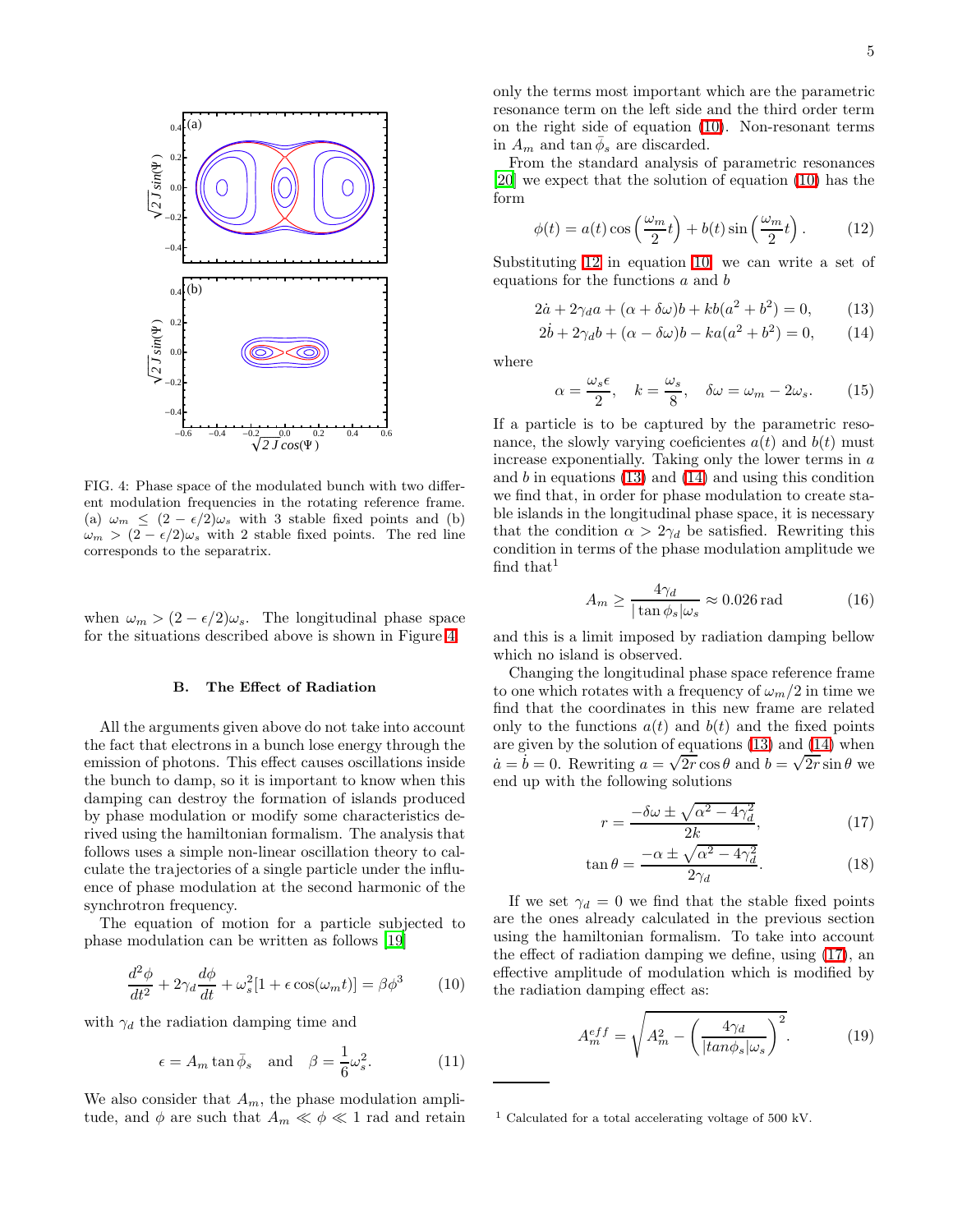FIG. 4: Phase space of the modulated bunch with two different modulation frequencies in the rotating reference frame. (a) $\omega_m \leq (2-\epsilon/2)\omega_s$ with 3 stable fixed points and (b) $\omega_m > (2-\epsilon/2)\omega_s$ with 2 stable fixed points. The red line corresponds to the separatrix.

when $\omega_m > (2-\epsilon/2)\omega_s$. The longitudinal phase space for the situations described above is shown in Figure 4.

### B. The Effect of Radiation

All the arguments given above do not take into account the fact that electrons in a bunch lose energy through the emission of photons. This effect causes oscillations inside the bunch to damp, so it is important to know when this damping can destroy the formation of islands produced by phase modulation or modify some characteristics derived using the hamiltonian formalism. The analysis that follows uses a simple non-linear oscillation theory to calculate the trajectories of a single particle under the influence of phase modulation at the second harmonic of the synchrotron frequency.

The equation of motion for a particle subjected to phase modulation can be written as follows [19]

$$\frac{d^2\phi}{dt^2} + 2\gamma_d\frac{d\phi}{dt} + \omega_s^2[1+\epsilon\cos(\omega_m t)] = \beta\phi^3 \tag{10}$$

with $\gamma_d$ the radiation damping time and

$$\epsilon = A_m \tan\bar{\phi}_s \quad \text{and} \quad \beta = \frac{1}{6}\omega_s^2. \tag{11}$$

We also consider that $A_m$, the phase modulation amplitude, and $\phi$ are such that $A_m \ll \phi \ll 1$ rad and retain only the terms most important which are the parametric resonance term on the left side and the third order term on the right side of equation (10). Non-resonant terms in $A_m$ and $\tan\bar{\phi}_s$ are discarded.

From the standard analysis of parametric resonances [20] we expect that the solution of equation (10) has the form

$$\phi(t) = a(t)\cos\left(\frac{\omega_m}{2}t\right) + b(t)\sin\left(\frac{\omega_m}{2}t\right). \tag{12}$$

Substituting 12 in equation 10, we can write a set of equations for the functions $a$ and $b$

$$2\dot{a} + 2\gamma_d a + (\alpha+\delta\omega)b + kb(a^2+b^2) = 0, \tag{13}$$

$$2\dot{b} + 2\gamma_d b + (\alpha-\delta\omega)b - ka(a^2+b^2) = 0, \tag{14}$$

where

$$\alpha = \frac{\omega_s\epsilon}{2}, \quad k = \frac{\omega_s}{8}, \quad \delta\omega = \omega_m - 2\omega_s. \tag{15}$$

If a particle is to be captured by the parametric resonance, the slowly varying coeficientes $a(t)$ and $b(t)$ must increase exponentially. Taking only the lower terms in $a$ and $b$ in equations (13) and (14) and using this condition we find that, in order for phase modulation to create stable islands in the longitudinal phase space, it is necessary that the condition $\alpha > 2\gamma_d$ be satisfied. Rewriting this condition in terms of the phase modulation amplitude we find that[1]

$$A_m \geq \frac{4\gamma_d}{|\tan\phi_s|\omega_s} \approx 0.026\,\text{rad} \tag{16}$$

and this is a limit imposed by radiation damping bellow which no island is observed.

Changing the longitudinal phase space reference frame to one which rotates with a frequency of $\omega_m/2$ in time we find that the coordinates in this new frame are related only to the functions $a(t)$ and $b(t)$ and the fixed points are given by the solution of equations (13) and (14) when $\dot{a} = \dot{b} = 0$. Rewriting $a = \sqrt{2r}\cos\theta$ and $b = \sqrt{2r}\sin\theta$ we end up with the following solutions

$$r = \frac{-\delta\omega \pm \sqrt{\alpha^2 - 4\gamma_d^2}}{2k}, \tag{17}$$

$$\tan\theta = \frac{-\alpha \pm \sqrt{\alpha^2 - 4\gamma_d^2}}{2\gamma_d}. \tag{18}$$

If we set $\gamma_d = 0$ we find that the stable fixed points are the ones already calculated in the previous section using the hamiltonian formalism. To take into account the effect of radiation damping we define, using (17), an effective amplitude of modulation which is modified by the radiation damping effect as:

$$A_m^{eff} = \sqrt{A_m^2 - \left(\frac{4\gamma_d}{|tan\phi_s|\omega_s}\right)^2}. \tag{19}$$

[1] Calculated for a total accelerating voltage of 500 kV.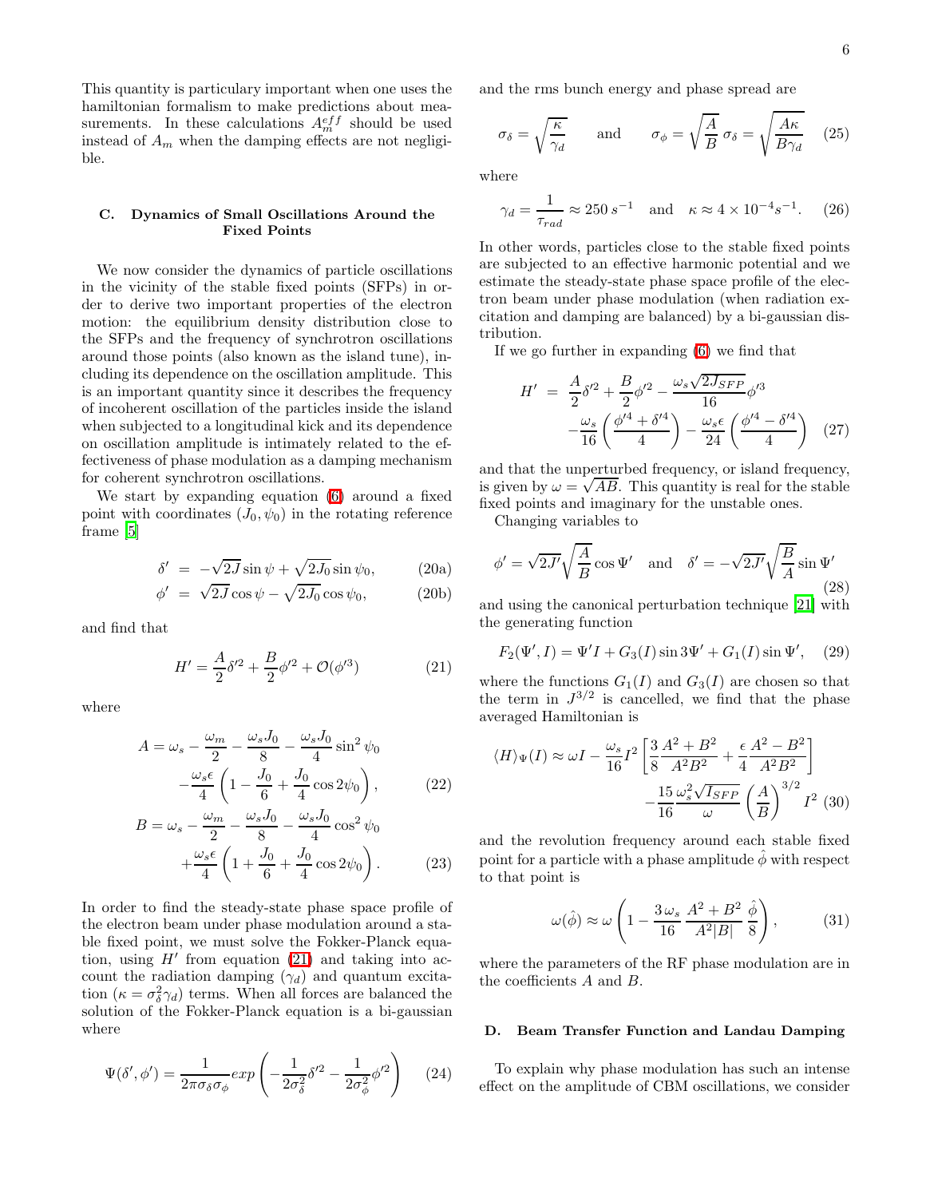This quantity is particulary important when one uses the hamiltonian formalism to make predictions about measurements. In these calculations $A_m^{eff}$ should be used instead of $A_m$ when the damping effects are not negligible.

### C. Dynamics of Small Oscillations Around the Fixed Points

We now consider the dynamics of particle oscillations in the vicinity of the stable fixed points (SFPs) in order to derive two important properties of the electron motion: the equilibrium density distribution close to the SFPs and the frequency of synchrotron oscillations around those points (also known as the island tune), including its dependence on the oscillation amplitude. This is an important quantity since it describes the frequency of incoherent oscillation of the particles inside the island when subjected to a longitudinal kick and its dependence on oscillation amplitude is intimately related to the effectiveness of phase modulation as a damping mechanism for coherent synchrotron oscillations.

We start by expanding equation (6) around a fixed point with coordinates $(J_0, \psi_0)$ in the rotating reference frame [5]

$$\delta' = -\sqrt{2J}\sin\psi + \sqrt{2J_0}\sin\psi_0, \tag{20a}$$

$$\phi' = \sqrt{2J}\cos\psi - \sqrt{2J_0}\cos\psi_0, \tag{20b}$$

and find that

$$H' = \frac{A}{2}\delta'^2 + \frac{B}{2}\phi'^2 + \mathcal{O}(\phi'^3) \tag{21}$$

where

$$A = \omega_s - \frac{\omega_m}{2} - \frac{\omega_s J_0}{8} - \frac{\omega_s J_0}{4}\sin^2\psi_0 - \frac{\omega_s\epsilon}{4}\left(1 - \frac{J_0}{6} + \frac{J_0}{4}\cos 2\psi_0\right), \tag{22}$$

$$B = \omega_s - \frac{\omega_m}{2} - \frac{\omega_s J_0}{8} - \frac{\omega_s J_0}{4}\cos^2\psi_0 + \frac{\omega_s\epsilon}{4}\left(1 + \frac{J_0}{6} + \frac{J_0}{4}\cos 2\psi_0\right). \tag{23}$$

In order to find the steady-state phase space profile of the electron beam under phase modulation around a stable fixed point, we must solve the Fokker-Planck equation, using $H'$ from equation (21) and taking into account the radiation damping ($\gamma_d$) and quantum excitation ($\kappa = \sigma_\delta^2\gamma_d$) terms. When all forces are balanced the solution of the Fokker-Planck equation is a bi-gaussian where

$$\Psi(\delta', \phi') = \frac{1}{2\pi\sigma_\delta\sigma_\phi} exp\left(-\frac{1}{2\sigma_\delta^2}\delta'^2 - \frac{1}{2\sigma_\phi^2}\phi'^2\right) \tag{24}$$

and the rms bunch energy and phase spread are

$$\sigma_\delta = \sqrt{\frac{\kappa}{\gamma_d}} \qquad \text{and} \qquad \sigma_\phi = \sqrt{\frac{A}{B}}\,\sigma_\delta = \sqrt{\frac{A\kappa}{B\gamma_d}} \tag{25}$$

where

$$\gamma_d = \frac{1}{\tau_{rad}} \approx 250\, s^{-1} \quad \text{and} \quad \kappa \approx 4\times 10^{-4} s^{-1}. \tag{26}$$

In other words, particles close to the stable fixed points are subjected to an effective harmonic potential and we estimate the steady-state phase space profile of the electron beam under phase modulation (when radiation excitation and damping are balanced) by a bi-gaussian distribution.

If we go further in expanding (6) we find that

$$H' = \frac{A}{2}\delta'^2 + \frac{B}{2}\phi'^2 - \frac{\omega_s\sqrt{2J_{SFP}}}{16}\phi'^3 - \frac{\omega_s}{16}\left(\frac{\phi'^4 + \delta'^4}{4}\right) - \frac{\omega_s\epsilon}{24}\left(\frac{\phi'^4 - \delta'^4}{4}\right) \tag{27}$$

and that the unperturbed frequency, or island frequency, is given by $\omega = \sqrt{AB}$. This quantity is real for the stable fixed points and imaginary for the unstable ones.

Changing variables to

$$\phi' = \sqrt{2J'}\sqrt{\frac{A}{B}}\cos\Psi' \quad \text{and} \quad \delta' = -\sqrt{2J'}\sqrt{\frac{B}{A}}\sin\Psi' \tag{28}$$

and using the canonical perturbation technique [21] with the generating function

$$F_2(\Psi', I) = \Psi' I + G_3(I)\sin 3\Psi' + G_1(I)\sin\Psi', \tag{29}$$

where the functions $G_1(I)$ and $G_3(I)$ are chosen so that the term in $J^{3/2}$ is cancelled, we find that the phase averaged Hamiltonian is

$$\langle H\rangle_\Psi(I) \approx \omega I - \frac{\omega_s}{16}I^2\left[\frac{3}{8}\frac{A^2+B^2}{A^2B^2} + \frac{\epsilon}{4}\frac{A^2-B^2}{A^2B^2}\right] - \frac{15}{16}\frac{\omega_s^2\sqrt{I_{SFP}}}{\omega}\left(\frac{A}{B}\right)^{3/2} I^2 \tag{30}$$

and the revolution frequency around each stable fixed point for a particle with a phase amplitude $\hat{\phi}$ with respect to that point is

$$\omega(\hat{\phi}) \approx \omega\left(1 - \frac{3}{16}\frac{\omega_s}{A^2|B|}\frac{A^2+B^2}{8}\frac{\hat{\phi}}{}\right), \tag{31}$$

where the parameters of the RF phase modulation are in the coefficients $A$ and $B$.

### D. Beam Transfer Function and Landau Damping

To explain why phase modulation has such an intense effect on the amplitude of CBM oscillations, we consider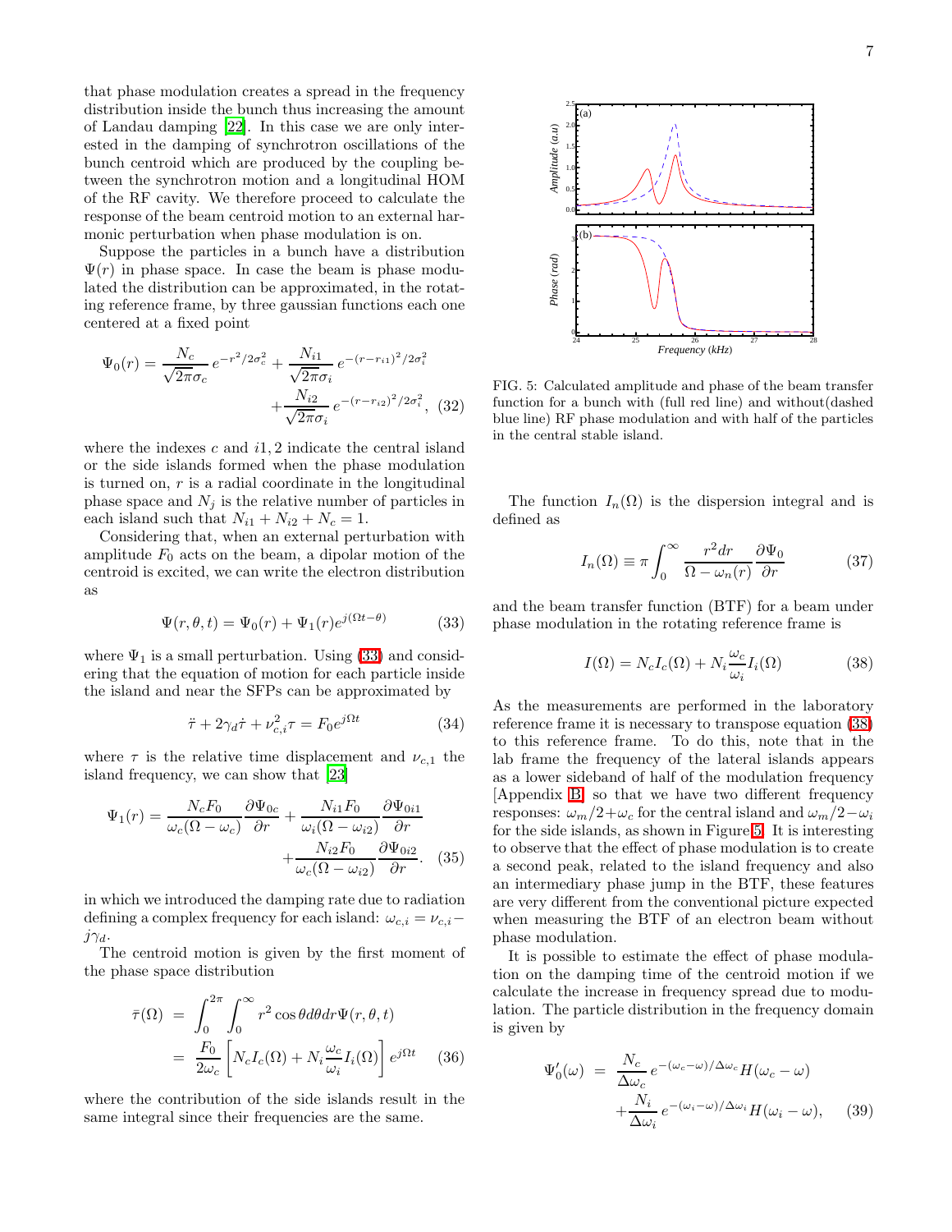that phase modulation creates a spread in the frequency distribution inside the bunch thus increasing the amount of Landau damping [22]. In this case we are only interested in the damping of synchrotron oscillations of the bunch centroid which are produced by the coupling between the synchrotron motion and a longitudinal HOM of the RF cavity. We therefore proceed to calculate the response of the beam centroid motion to an external harmonic perturbation when phase modulation is on.

Suppose the particles in a bunch have a distribution $\Psi(r)$ in phase space. In case the beam is phase modulated the distribution can be approximated, in the rotating reference frame, by three gaussian functions each one centered at a fixed point

$$\Psi_0(r) = \frac{N_c}{\sqrt{2\pi}\sigma_c}\, e^{-r^2/2\sigma_c^2} + \frac{N_{i1}}{\sqrt{2\pi}\sigma_i}\, e^{-(r-r_{i1})^2/2\sigma_i^2} + \frac{N_{i2}}{\sqrt{2\pi}\sigma_i}\, e^{-(r-r_{i2})^2/2\sigma_i^2}, \quad (32)$$

where the indexes $c$ and $i1,2$ indicate the central island or the side islands formed when the phase modulation is turned on, $r$ is a radial coordinate in the longitudinal phase space and $N_j$ is the relative number of particles in each island such that $N_{i1} + N_{i2} + N_c = 1$.

Considering that, when an external perturbation with amplitude $F_0$ acts on the beam, a dipolar motion of the centroid is excited, we can write the electron distribution as

$$\Psi(r,\theta,t) = \Psi_0(r) + \Psi_1(r) e^{j(\Omega t-\theta)} \quad (33)$$

where $\Psi_1$ is a small perturbation. Using (33) and considering that the equation of motion for each particle inside the island and near the SFPs can be approximated by

$$\ddot{\tau} + 2\gamma_d\dot{\tau} + \nu_{c,i}^2\tau = F_0 e^{j\Omega t} \quad (34)$$

where $\tau$ is the relative time displacement and $\nu_{c,1}$ the island frequency, we can show that [23]

$$\Psi_1(r) = \frac{N_c F_0}{\omega_c(\Omega-\omega_c)}\frac{\partial\Psi_{0c}}{\partial r} + \frac{N_{i1}F_0}{\omega_i(\Omega-\omega_{i2})}\frac{\partial\Psi_{0i1}}{\partial r} + \frac{N_{i2}F_0}{\omega_c(\Omega-\omega_{i2})}\frac{\partial\Psi_{0i2}}{\partial r}. \quad (35)$$

in which we introduced the damping rate due to radiation defining a complex frequency for each island: $\omega_{c,i} = \nu_{c,i} - j\gamma_d$.

The centroid motion is given by the first moment of the phase space distribution

$$\begin{aligned}\bar{\tau}(\Omega) &= \int_0^{2\pi}\int_0^{\infty} r^2\cos\theta d\theta dr \Psi(r,\theta,t) \\ &= \frac{F_0}{2\omega_c}\left[N_c I_c(\Omega) + N_i\frac{\omega_c}{\omega_i}I_i(\Omega)\right]e^{j\Omega t} \quad (36)\end{aligned}$$

where the contribution of the side islands result in the same integral since their frequencies are the same.

FIG. 5: Calculated amplitude and phase of the beam transfer function for a bunch with (full red line) and without(dashed blue line) RF phase modulation and with half of the particles in the central stable island.

The function $I_n(\Omega)$ is the dispersion integral and is defined as

$$I_n(\Omega) \equiv \pi\int_0^{\infty}\frac{r^2 dr}{\Omega-\omega_n(r)}\frac{\partial\Psi_0}{\partial r} \quad (37)$$

and the beam transfer function (BTF) for a beam under phase modulation in the rotating reference frame is

$$I(\Omega) = N_c I_c(\Omega) + N_i\frac{\omega_c}{\omega_i}I_i(\Omega) \quad (38)$$

As the measurements are performed in the laboratory reference frame it is necessary to transpose equation (38) to this reference frame. To do this, note that in the lab frame the frequency of the lateral islands appears as a lower sideband of half of the modulation frequency [Appendix B] so that we have two different frequency responses: $\omega_m/2+\omega_c$ for the central island and $\omega_m/2-\omega_i$ for the side islands, as shown in Figure 5. It is interesting to observe that the effect of phase modulation is to create a second peak, related to the island frequency and also an intermediary phase jump in the BTF, these features are very different from the conventional picture expected when measuring the BTF of an electron beam without phase modulation.

It is possible to estimate the effect of phase modulation on the damping time of the centroid motion if we calculate the increase in frequency spread due to modulation. The particle distribution in the frequency domain is given by

$$\begin{aligned}\Psi_0'(\omega) &= \frac{N_c}{\Delta\omega_c}\, e^{-(\omega_c-\omega)/\Delta\omega_c} H(\omega_c-\omega) \\ &+ \frac{N_i}{\Delta\omega_i}\, e^{-(\omega_i-\omega)/\Delta\omega_i} H(\omega_i-\omega), \quad (39)\end{aligned}$$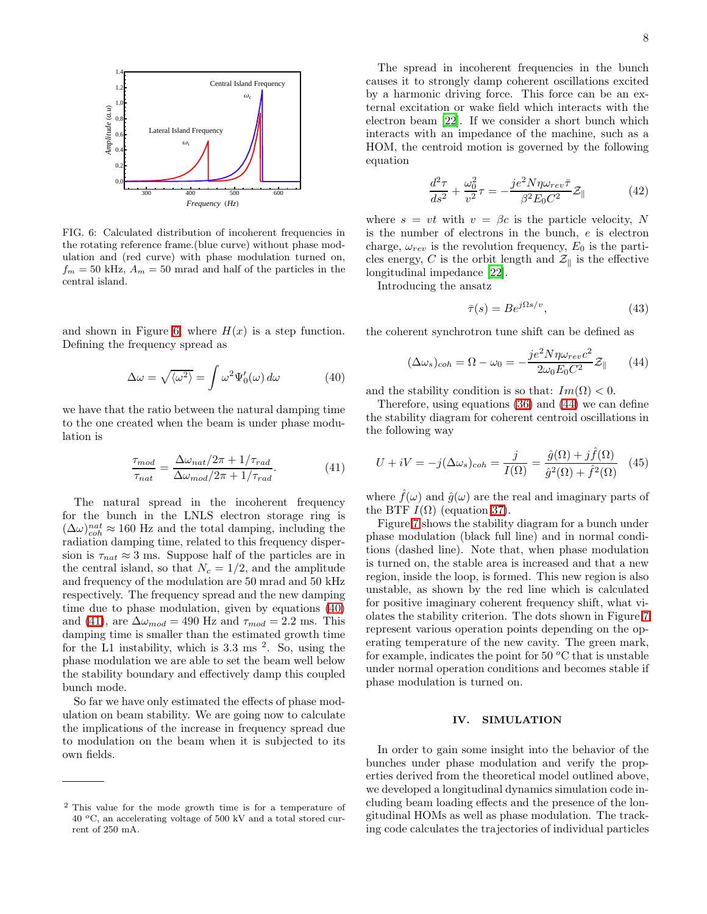FIG. 6: Calculated distribution of incoherent frequencies in the rotating reference frame.(blue curve) without phase modulation and (red curve) with phase modulation turned on, $f_m = 50$ kHz, $A_m = 50$ mrad and half of the particles in the central island.

and shown in Figure 6, where $H(x)$ is a step function. Defining the frequency spread as

$$\Delta\omega = \sqrt{\langle \omega^2 \rangle} = \int \omega^2 \Psi_0'(\omega)\, d\omega \tag{40}$$

we have that the ratio between the natural damping time to the one created when the beam is under phase modulation is

$$\frac{\tau_{mod}}{\tau_{nat}} = \frac{\Delta\omega_{nat}/2\pi + 1/\tau_{rad}}{\Delta\omega_{mod}/2\pi + 1/\tau_{rad}}. \tag{41}$$

The natural spread in the incoherent frequency for the bunch in the LNLS electron storage ring is $(\Delta\omega)^{nat}_{coh} \approx 160$ Hz and the total damping, including the radiation damping time, related to this frequency dispersion is $\tau_{nat} \approx 3$ ms. Suppose half of the particles are in the central island, so that $N_c = 1/2$, and the amplitude and frequency of the modulation are 50 mrad and 50 kHz respectively. The frequency spread and the new damping time due to phase modulation, given by equations (40) and (41), are $\Delta\omega_{mod} = 490$ Hz and $\tau_{mod} = 2.2$ ms. This damping time is smaller than the estimated growth time for the L1 instability, which is 3.3 ms [2]. So, using the phase modulation we are able to set the beam well below the stability boundary and effectively damp this coupled bunch mode.

So far we have only estimated the effects of phase modulation on beam stability. We are going now to calculate the implications of the increase in frequency spread due to modulation on the beam when it is subjected to its own fields.

The spread in incoherent frequencies in the bunch causes it to strongly damp coherent oscillations excited by a harmonic driving force. This force can be an external excitation or wake field which interacts with the electron beam [22]. If we consider a short bunch which interacts with an impedance of the machine, such as a HOM, the centroid motion is governed by the following equation

$$\frac{d^2\tau}{ds^2} + \frac{\omega_0^2}{v^2}\tau = -\frac{je^2 N\eta\omega_{rev}\bar{\tau}}{\beta^2 E_0 C^2}\mathcal{Z}_\parallel \tag{42}$$

where $s = vt$ with $v = \beta c$ is the particle velocity, $N$ is the number of electrons in the bunch, $e$ is electron charge, $\omega_{rev}$ is the revolution frequency, $E_0$ is the particles energy, $C$ is the orbit length and $\mathcal{Z}_\parallel$ is the effective longitudinal impedance [22].

Introducing the ansatz

$$\bar{\tau}(s) = Be^{j\Omega s/v}, \tag{43}$$

the coherent synchrotron tune shift can be defined as

$$(\Delta\omega_s)_{coh} = \Omega - \omega_0 = -\frac{je^2 N\eta\omega_{rev}c^2}{2\omega_0 E_0 C^2}\mathcal{Z}_\parallel \tag{44}$$

and the stability condition is so that: $Im(\Omega) < 0$.

Therefore, using equations (36) and (44) we can define the stability diagram for coherent centroid oscillations in the following way

$$U + iV = -j(\Delta\omega_s)_{coh} = \frac{j}{I(\Omega)} = \frac{\hat{g}(\Omega) + j\hat{f}(\Omega)}{\hat{g}^2(\Omega) + \hat{f}^2(\Omega)} \tag{45}$$

where $\hat{f}(\omega)$ and $\hat{g}(\omega)$ are the real and imaginary parts of the BTF $I(\Omega)$ (equation 37).

Figure 7 shows the stability diagram for a bunch under phase modulation (black full line) and in normal conditions (dashed line). Note that, when phase modulation is turned on, the stable area is increased and that a new region, inside the loop, is formed. This new region is also unstable, as shown by the red line which is calculated for positive imaginary coherent frequency shift, what violates the stability criterion. The dots shown in Figure 7 represent various operation points depending on the operating temperature of the new cavity. The green mark, for example, indicates the point for 50 $^oC$ that is unstable under normal operation conditions and becomes stable if phase modulation is turned on.

## IV. SIMULATION

In order to gain some insight into the behavior of the bunches under phase modulation and verify the properties derived from the theoretical model outlined above, we developed a longitudinal dynamics simulation code including beam loading effects and the presence of the longitudinal HOMs as well as phase modulation. The tracking code calculates the trajectories of individual particles

---

[2] This value for the mode growth time is for a temperature of 40 $^oC$, an accelerating voltage of 500 kV and a total stored current of 250 mA.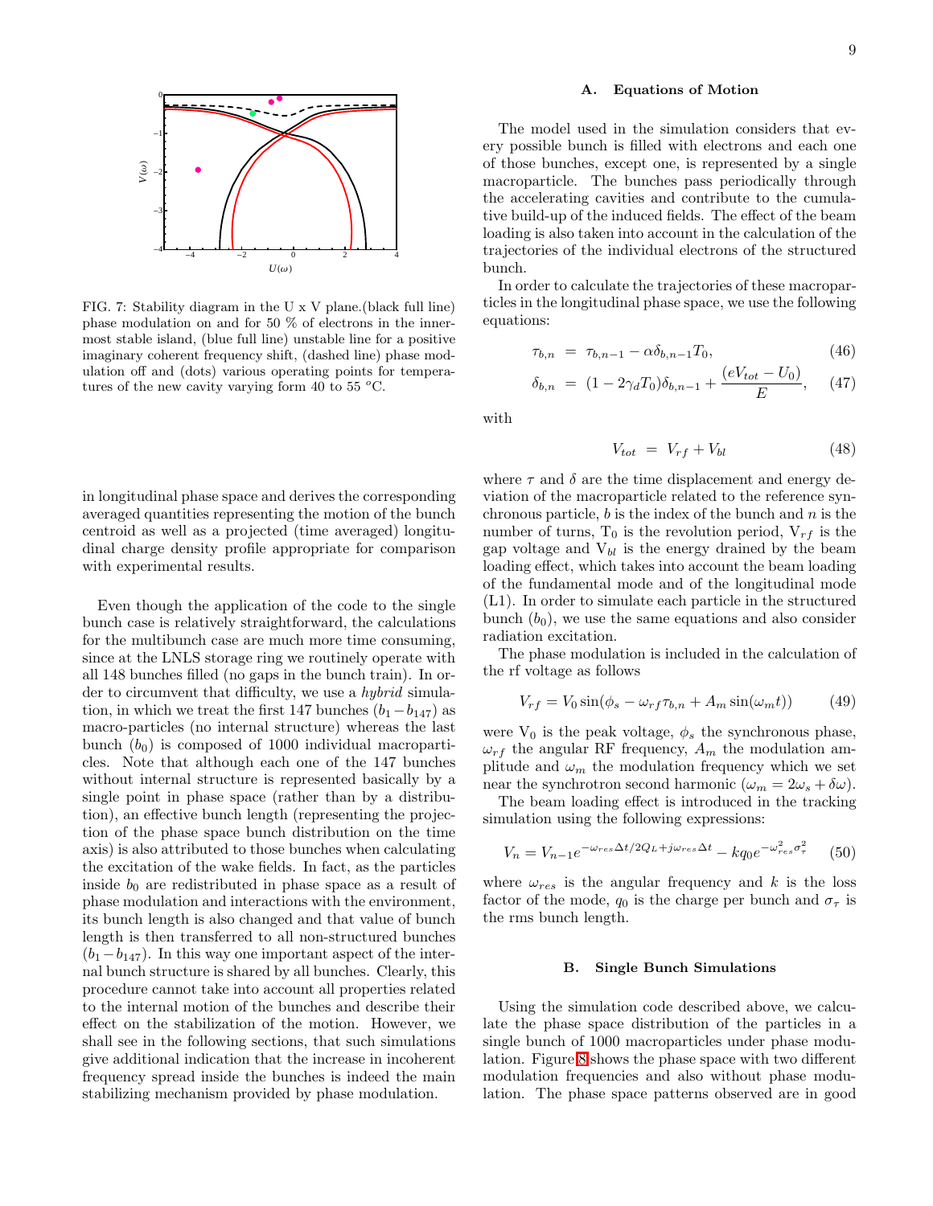FIG. 7: Stability diagram in the U x V plane.(black full line) phase modulation on and for 50 % of electrons in the innermost stable island, (blue full line) unstable line for a positive imaginary coherent frequency shift, (dashed line) phase modulation off and (dots) various operating points for temperatures of the new cavity varying form 40 to 55 $^o$C.

in longitudinal phase space and derives the corresponding averaged quantities representing the motion of the bunch centroid as well as a projected (time averaged) longitudinal charge density profile appropriate for comparison with experimental results.

Even though the application of the code to the single bunch case is relatively straightforward, the calculations for the multibunch case are much more time consuming, since at the LNLS storage ring we routinely operate with all 148 bunches filled (no gaps in the bunch train). In order to circumvent that difficulty, we use a *hybrid* simulation, in which we treat the first 147 bunches ($b_1 - b_{147}$) as macro-particles (no internal structure) whereas the last bunch ($b_0$) is composed of 1000 individual macroparticles. Note that although each one of the 147 bunches without internal structure is represented basically by a single point in phase space (rather than by a distribution), an effective bunch length (representing the projection of the phase space bunch distribution on the time axis) is also attributed to those bunches when calculating the excitation of the wake fields. In fact, as the particles inside $b_0$ are redistributed in phase space as a result of phase modulation and interactions with the environment, its bunch length is also changed and that value of bunch length is then transferred to all non-structured bunches ($b_1 - b_{147}$). In this way one important aspect of the internal bunch structure is shared by all bunches. Clearly, this procedure cannot take into account all properties related to the internal motion of the bunches and describe their effect on the stabilization of the motion. However, we shall see in the following sections, that such simulations give additional indication that the increase in incoherent frequency spread inside the bunches is indeed the main stabilizing mechanism provided by phase modulation.

### A. Equations of Motion

The model used in the simulation considers that every possible bunch is filled with electrons and each one of those bunches, except one, is represented by a single macroparticle. The bunches pass periodically through the accelerating cavities and contribute to the cumulative build-up of the induced fields. The effect of the beam loading is also taken into account in the calculation of the trajectories of the individual electrons of the structured bunch.

In order to calculate the trajectories of these macroparticles in the longitudinal phase space, we use the following equations:

$$\tau_{b,n} = \tau_{b,n-1} - \alpha\delta_{b,n-1}T_0, \tag{46}$$

$$\delta_{b,n} = (1 - 2\gamma_d T_0)\delta_{b,n-1} + \frac{(eV_{tot} - U_0)}{E}, \tag{47}$$

with

$$V_{tot} = V_{rf} + V_{bl} \tag{48}$$

where $\tau$ and $\delta$ are the time displacement and energy deviation of the macroparticle related to the reference synchronous particle, $b$ is the index of the bunch and $n$ is the number of turns, $T_0$ is the revolution period, $V_{rf}$ is the gap voltage and $V_{bl}$ is the energy drained by the beam loading effect, which takes into account the beam loading of the fundamental mode and of the longitudinal mode (L1). In order to simulate each particle in the structured bunch ($b_0$), we use the same equations and also consider radiation excitation.

The phase modulation is included in the calculation of the rf voltage as follows

$$V_{rf} = V_0 \sin(\phi_s - \omega_{rf}\tau_{b,n} + A_m \sin(\omega_m t)) \tag{49}$$

were $V_0$ is the peak voltage, $\phi_s$ the synchronous phase, $\omega_{rf}$ the angular RF frequency, $A_m$ the modulation amplitude and $\omega_m$ the modulation frequency which we set near the synchrotron second harmonic ($\omega_m = 2\omega_s + \delta\omega$).

The beam loading effect is introduced in the tracking simulation using the following expressions:

$$V_n = V_{n-1}e^{-\omega_{res}\Delta t/2Q_L + j\omega_{res}\Delta t} - kq_0 e^{-\omega_{res}^2\sigma_\tau^2} \tag{50}$$

where $\omega_{res}$ is the angular frequency and $k$ is the loss factor of the mode, $q_0$ is the charge per bunch and $\sigma_\tau$ is the rms bunch length.

### B. Single Bunch Simulations

Using the simulation code described above, we calculate the phase space distribution of the particles in a single bunch of 1000 macroparticles under phase modulation. Figure 8 shows the phase space with two different modulation frequencies and also without phase modulation. The phase space patterns observed are in good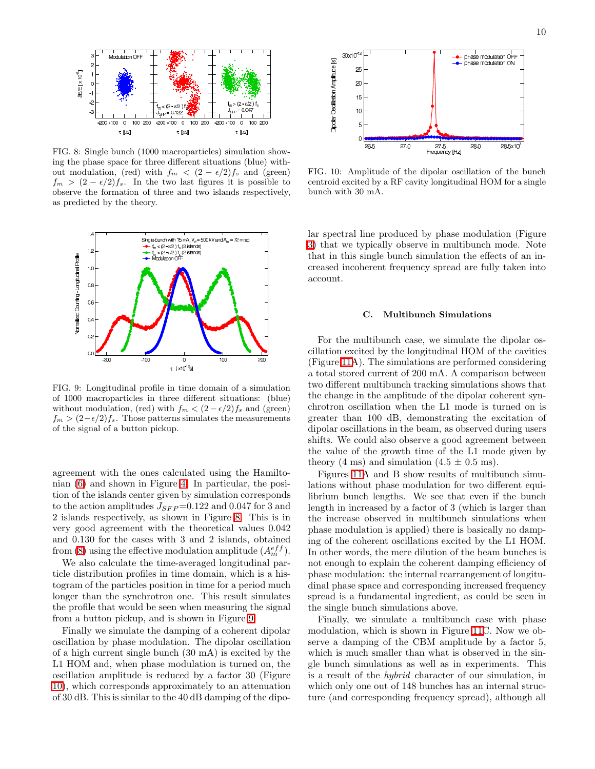FIG. 8: Single bunch (1000 macroparticles) simulation showing the phase space for three different situations (blue) without modulation, (red) with $f_m < (2-\epsilon/2)f_s$ and (green) $f_m > (2-\epsilon/2)f_s$. In the two last figures it is possible to observe the formation of three and two islands respectively, as predicted by the theory.

FIG. 9: Longitudinal profile in time domain of a simulation of 1000 macroparticles in three different situations: (blue) without modulation, (red) with $f_m < (2-\epsilon/2)f_s$ and (green) $f_m > (2-\epsilon/2)f_s$. Those patterns simulates the measurements of the signal of a button pickup.

agreement with the ones calculated using the Hamiltonian (6) and shown in Figure 4. In particular, the position of the islands center given by simulation corresponds to the action amplitudes $J_{SFP}$=0.122 and 0.047 for 3 and 2 islands respectively, as shown in Figure 8. This is in very good agreement with the theoretical values 0.042 and 0.130 for the cases with 3 and 2 islands, obtained from (8) using the effective modulation amplitude ($A_m^{eff}$).

We also calculate the time-averaged longitudinal particle distribution profiles in time domain, which is a histogram of the particles position in time for a period much longer than the synchrotron one. This result simulates the profile that would be seen when measuring the signal from a button pickup, and is shown in Figure 9.

Finally we simulate the damping of a coherent dipolar oscillation by phase modulation. The dipolar oscillation of a high current single bunch (30 mA) is excited by the L1 HOM and, when phase modulation is turned on, the oscillation amplitude is reduced by a factor 30 (Figure 10), which corresponds approximately to an attenuation of 30 dB. This is similar to the 40 dB damping of the dipolar spectral line produced by phase modulation (Figure 3) that we typically observe in multibunch mode. Note that in this single bunch simulation the effects of an increased incoherent frequency spread are fully taken into account.

FIG. 10: Amplitude of the dipolar oscillation of the bunch centroid excited by a RF cavity longitudinal HOM for a single bunch with 30 mA.

### C. Multibunch Simulations

For the multibunch case, we simulate the dipolar oscillation excited by the longitudinal HOM of the cavities (Figure 11A). The simulations are performed considering a total stored current of 200 mA. A comparison between two different multibunch tracking simulations shows that the change in the amplitude of the dipolar coherent synchrotron oscillation when the L1 mode is turned on is greater than 100 dB, demonstrating the excitation of dipolar oscillations in the beam, as observed during users shifts. We could also observe a good agreement between the value of the growth time of the L1 mode given by theory (4 ms) and simulation (4.5 $\pm$ 0.5 ms).

Figures 11A and B show results of multibunch simulations without phase modulation for two different equilibrium bunch lengths. We see that even if the bunch length in increased by a factor of 3 (which is larger than the increase observed in multibunch simulations when phase modulation is applied) there is basically no damping of the coherent oscillations excited by the L1 HOM. In other words, the mere dilution of the beam bunches is not enough to explain the coherent damping efficiency of phase modulation: the internal rearrangement of longitudinal phase space and corresponding increased frequency spread is a fundamental ingredient, as could be seen in the single bunch simulations above.

Finally, we simulate a multibunch case with phase modulation, which is shown in Figure 11C. Now we observe a damping of the CBM amplitude by a factor 5, which is much smaller than what is observed in the single bunch simulations as well as in experiments. This is a result of the *hybrid* character of our simulation, in which only one out of 148 bunches has an internal structure (and corresponding frequency spread), although all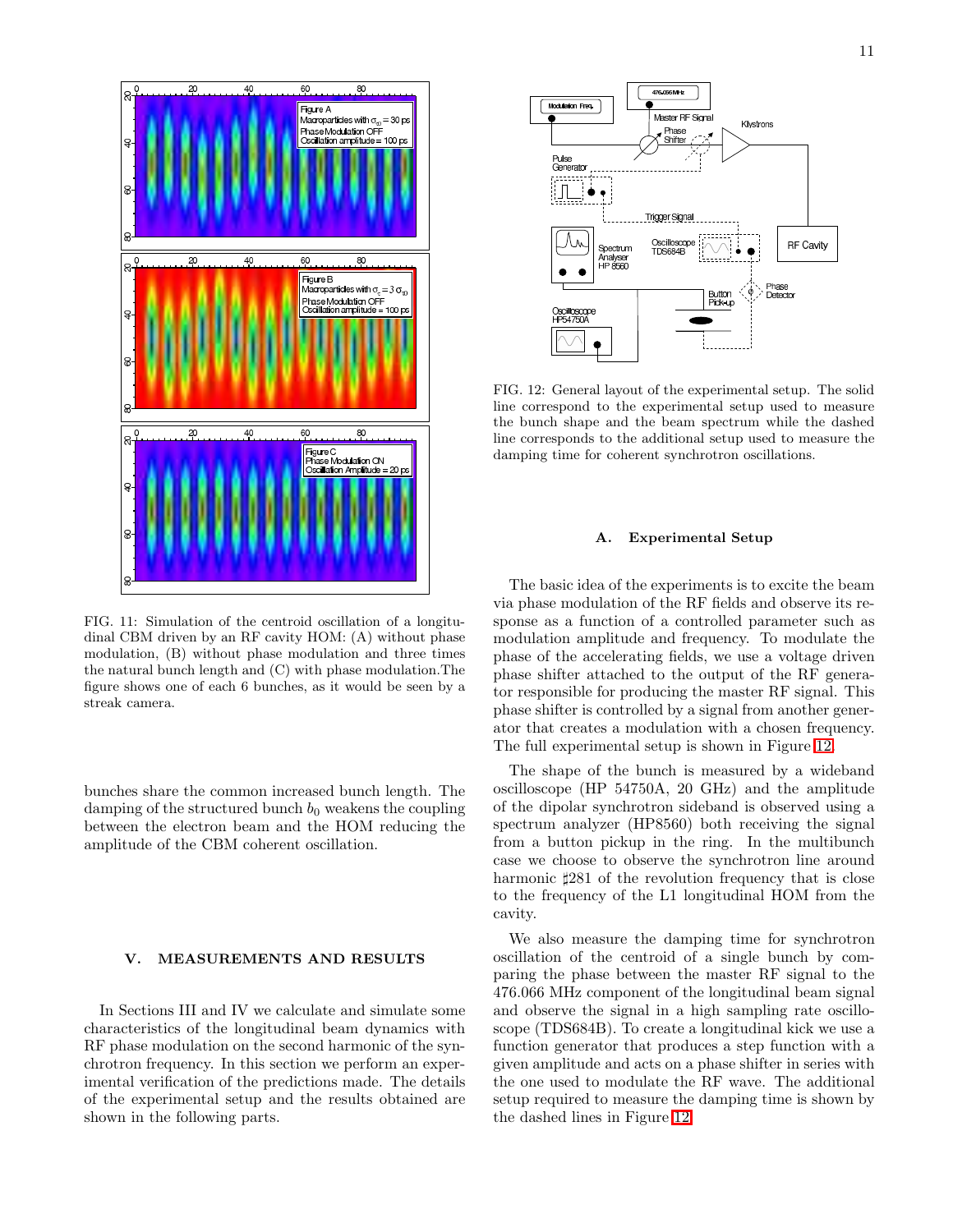FIG. 11: Simulation of the centroid oscillation of a longitudinal CBM driven by an RF cavity HOM: (A) without phase modulation, (B) without phase modulation and three times the natural bunch length and (C) with phase modulation.The figure shows one of each 6 bunches, as it would be seen by a streak camera.

bunches share the common increased bunch length. The damping of the structured bunch $b_0$ weakens the coupling between the electron beam and the HOM reducing the amplitude of the CBM coherent oscillation.

## V. MEASUREMENTS AND RESULTS

In Sections III and IV we calculate and simulate some characteristics of the longitudinal beam dynamics with RF phase modulation on the second harmonic of the synchrotron frequency. In this section we perform an experimental verification of the predictions made. The details of the experimental setup and the results obtained are shown in the following parts.

FIG. 12: General layout of the experimental setup. The solid line correspond to the experimental setup used to measure the bunch shape and the beam spectrum while the dashed line corresponds to the additional setup used to measure the damping time for coherent synchrotron oscillations.

### A. Experimental Setup

The basic idea of the experiments is to excite the beam via phase modulation of the RF fields and observe its response as a function of a controlled parameter such as modulation amplitude and frequency. To modulate the phase of the accelerating fields, we use a voltage driven phase shifter attached to the output of the RF generator responsible for producing the master RF signal. This phase shifter is controlled by a signal from another generator that creates a modulation with a chosen frequency. The full experimental setup is shown in Figure 12.

The shape of the bunch is measured by a wideband oscilloscope (HP 54750A, 20 GHz) and the amplitude of the dipolar synchrotron sideband is observed using a spectrum analyzer (HP8560) both receiving the signal from a button pickup in the ring. In the multibunch case we choose to observe the synchrotron line around harmonic ♯281 of the revolution frequency that is close to the frequency of the L1 longitudinal HOM from the cavity.

We also measure the damping time for synchrotron oscillation of the centroid of a single bunch by comparing the phase between the master RF signal to the 476.066 MHz component of the longitudinal beam signal and observe the signal in a high sampling rate oscilloscope (TDS684B). To create a longitudinal kick we use a function generator that produces a step function with a given amplitude and acts on a phase shifter in series with the one used to modulate the RF wave. The additional setup required to measure the damping time is shown by the dashed lines in Figure 12.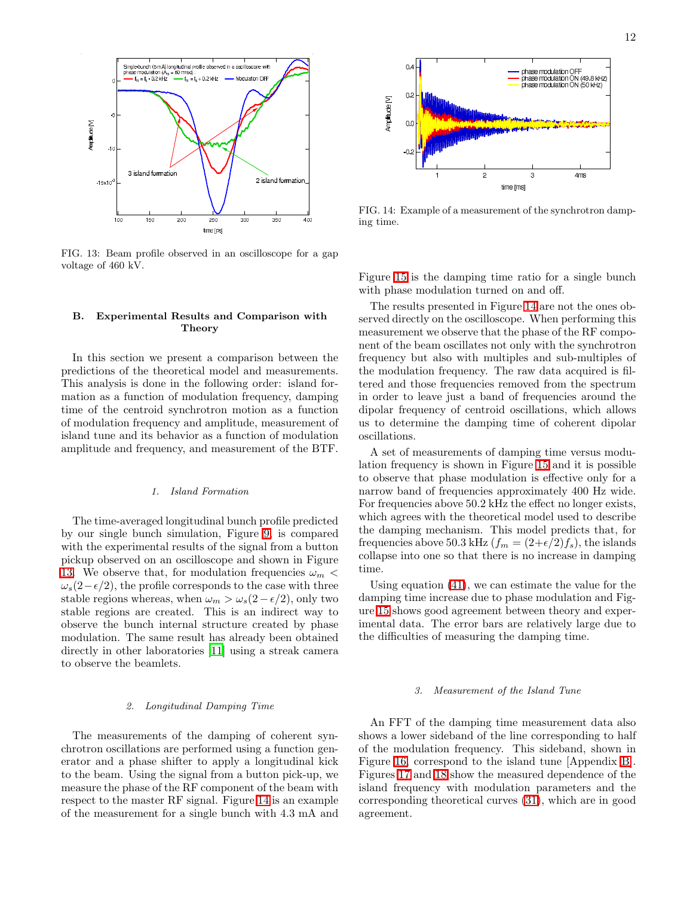FIG. 13: Beam profile observed in an oscilloscope for a gap voltage of 460 kV.

FIG. 14: Example of a measurement of the synchrotron damping time.

### B. Experimental Results and Comparison with Theory

In this section we present a comparison between the predictions of the theoretical model and measurements. This analysis is done in the following order: island formation as a function of modulation frequency, damping time of the centroid synchrotron motion as a function of modulation frequency and amplitude, measurement of island tune and its behavior as a function of modulation amplitude and frequency, and measurement of the BTF.

#### 1. Island Formation

The time-averaged longitudinal bunch profile predicted by our single bunch simulation, Figure 9, is compared with the experimental results of the signal from a button pickup observed on an oscilloscope and shown in Figure 13. We observe that, for modulation frequencies $\omega_m < \omega_s(2-\epsilon/2)$, the profile corresponds to the case with three stable regions whereas, when $\omega_m > \omega_s(2-\epsilon/2)$, only two stable regions are created. This is an indirect way to observe the bunch internal structure created by phase modulation. The same result has already been obtained directly in other laboratories [11] using a streak camera to observe the beamlets.

#### 2. Longitudinal Damping Time

The measurements of the damping of coherent synchrotron oscillations are performed using a function generator and a phase shifter to apply a longitudinal kick to the beam. Using the signal from a button pick-up, we measure the phase of the RF component of the beam with respect to the master RF signal. Figure 14 is an example of the measurement for a single bunch with 4.3 mA and Figure 15 is the damping time ratio for a single bunch with phase modulation turned on and off.

The results presented in Figure 14 are not the ones observed directly on the oscilloscope. When performing this measurement we observe that the phase of the RF component of the beam oscillates not only with the synchrotron frequency but also with multiples and sub-multiples of the modulation frequency. The raw data acquired is filtered and those frequencies removed from the spectrum in order to leave just a band of frequencies around the dipolar frequency of centroid oscillations, which allows us to determine the damping time of coherent dipolar oscillations.

A set of measurements of damping time versus modulation frequency is shown in Figure 15 and it is possible to observe that phase modulation is effective only for a narrow band of frequencies approximately 400 Hz wide. For frequencies above 50.2 kHz the effect no longer exists, which agrees with the theoretical model used to describe the damping mechanism. This model predicts that, for frequencies above 50.3 kHz ($f_m = (2+\epsilon/2)f_s$), the islands collapse into one so that there is no increase in damping time.

Using equation (41), we can estimate the value for the damping time increase due to phase modulation and Figure 15 shows good agreement between theory and experimental data. The error bars are relatively large due to the difficulties of measuring the damping time.

#### 3. Measurement of the Island Tune

An FFT of the damping time measurement data also shows a lower sideband of the line corresponding to half of the modulation frequency. This sideband, shown in Figure 16, correspond to the island tune [Appendix B]. Figures 17 and 18 show the measured dependence of the island frequency with modulation parameters and the corresponding theoretical curves (31), which are in good agreement.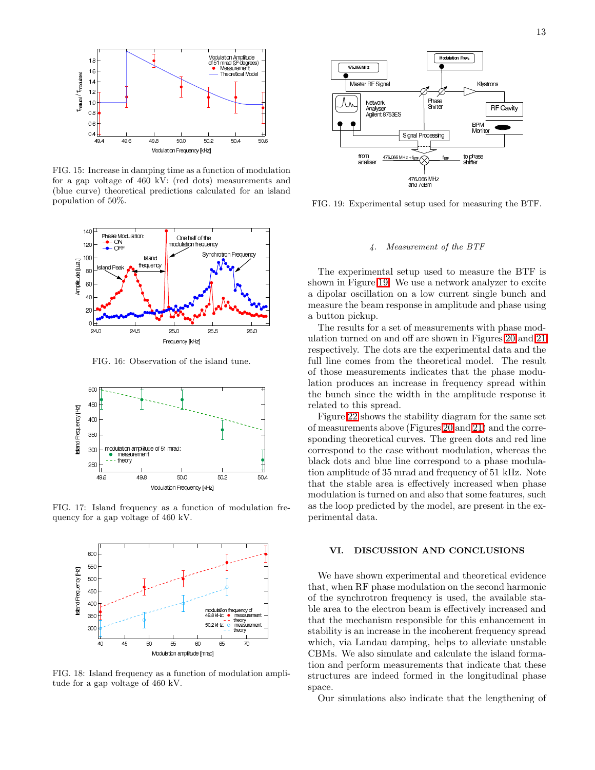FIG. 15: Increase in damping time as a function of modulation for a gap voltage of 460 kV: (red dots) measurements and (blue curve) theoretical predictions calculated for an island population of 50%.

FIG. 16: Observation of the island tune.

FIG. 17: Island frequency as a function of modulation frequency for a gap voltage of 460 kV.

FIG. 18: Island frequency as a function of modulation amplitude for a gap voltage of 460 kV.

FIG. 19: Experimental setup used for measuring the BTF.

### *4. Measurement of the BTF*

The experimental setup used to measure the BTF is shown in Figure 19. We use a network analyzer to excite a dipolar oscillation on a low current single bunch and measure the beam response in amplitude and phase using a button pickup.

The results for a set of measurements with phase modulation turned on and off are shown in Figures 20 and 21 respectively. The dots are the experimental data and the full line comes from the theoretical model. The result of those measurements indicates that the phase modulation produces an increase in frequency spread within the bunch since the width in the amplitude response it related to this spread.

Figure 22 shows the stability diagram for the same set of measurements above (Figures 20 and 21) and the corresponding theoretical curves. The green dots and red line correspond to the case without modulation, whereas the black dots and blue line correspond to a phase modulation amplitude of 35 mrad and frequency of 51 kHz. Note that the stable area is effectively increased when phase modulation is turned on and also that some features, such as the loop predicted by the model, are present in the experimental data.

## VI. DISCUSSION AND CONCLUSIONS

We have shown experimental and theoretical evidence that, when RF phase modulation on the second harmonic of the synchrotron frequency is used, the available stable area to the electron beam is effectively increased and that the mechanism responsible for this enhancement in stability is an increase in the incoherent frequency spread which, via Landau damping, helps to alleviate unstable CBMs. We also simulate and calculate the island formation and perform measurements that indicate that these structures are indeed formed in the longitudinal phase space.

Our simulations also indicate that the lengthening of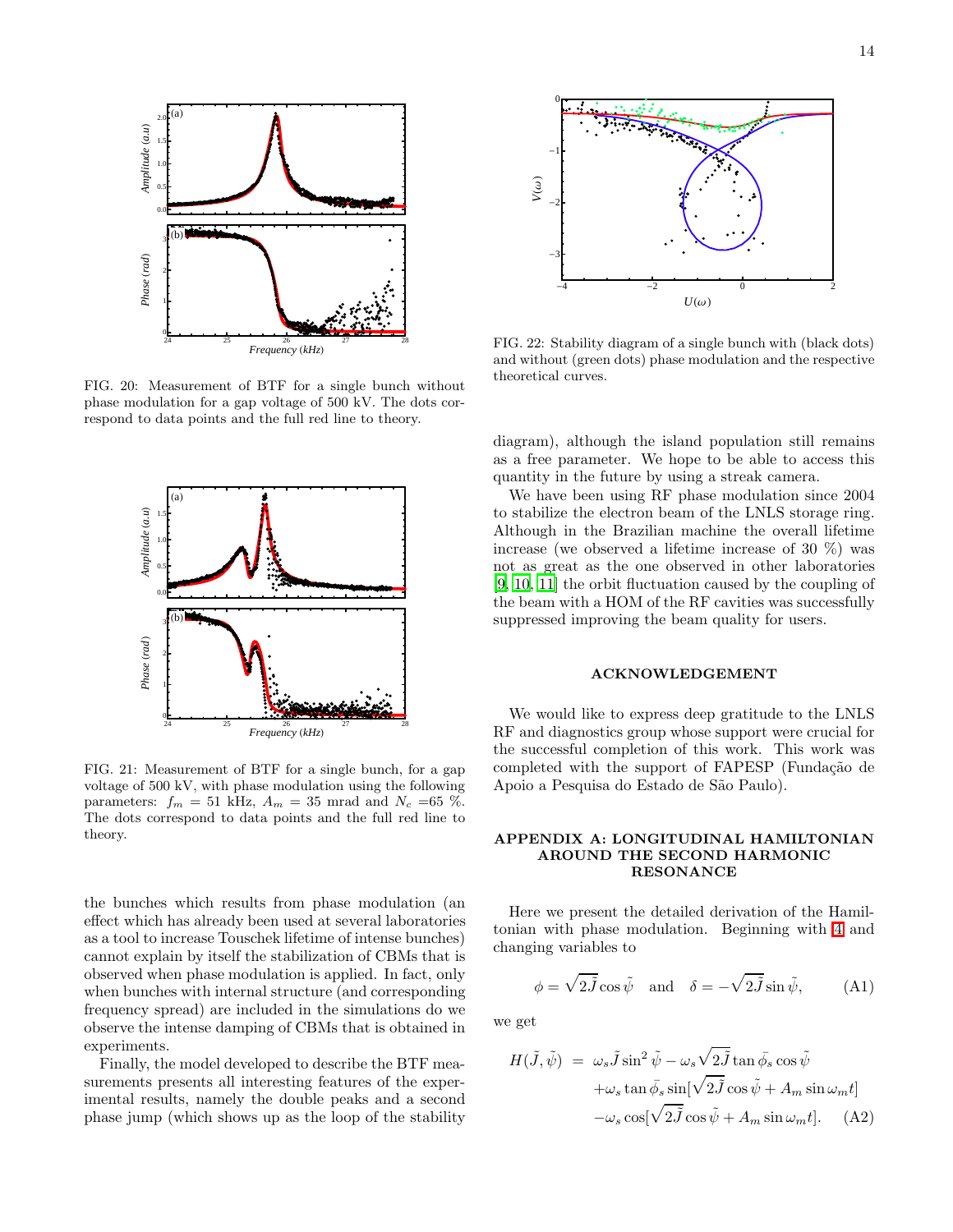FIG. 20: Measurement of BTF for a single bunch without phase modulation for a gap voltage of 500 kV. The dots correspond to data points and the full red line to theory.

FIG. 21: Measurement of BTF for a single bunch, for a gap voltage of 500 kV, with phase modulation using the following parameters: $f_m$ = 51 kHz, $A_m$ = 35 mrad and $N_c$ =65 %. The dots correspond to data points and the full red line to theory.

the bunches which results from phase modulation (an effect which has already been used at several laboratories as a tool to increase Touschek lifetime of intense bunches) cannot explain by itself the stabilization of CBMs that is observed when phase modulation is applied. In fact, only when bunches with internal structure (and corresponding frequency spread) are included in the simulations do we observe the intense damping of CBMs that is obtained in experiments.

Finally, the model developed to describe the BTF measurements presents all interesting features of the experimental results, namely the double peaks and a second phase jump (which shows up as the loop of the stability

FIG. 22: Stability diagram of a single bunch with (black dots) and without (green dots) phase modulation and the respective theoretical curves.

diagram), although the island population still remains as a free parameter. We hope to be able to access this quantity in the future by using a streak camera.

We have been using RF phase modulation since 2004 to stabilize the electron beam of the LNLS storage ring. Although in the Brazilian machine the overall lifetime increase (we observed a lifetime increase of 30 %) was not as great as the one observed in other laboratories [9, 10, 11] the orbit fluctuation caused by the coupling of the beam with a HOM of the RF cavities was successfully suppressed improving the beam quality for users.

## ACKNOWLEDGEMENT

We would like to express deep gratitude to the LNLS RF and diagnostics group whose support were crucial for the successful completion of this work. This work was completed with the support of FAPESP (Fundação de Apoio a Pesquisa do Estado de São Paulo).

## APPENDIX A: LONGITUDINAL HAMILTONIAN AROUND THE SECOND HARMONIC RESONANCE

Here we present the detailed derivation of the Hamiltonian with phase modulation. Beginning with 4 and changing variables to

$$\phi = \sqrt{2\tilde{J}}\cos\tilde{\psi} \quad \text{and} \quad \delta = -\sqrt{2\tilde{J}}\sin\tilde{\psi}, \tag{A1}$$

we get

$$\begin{aligned} H(\tilde{J},\tilde{\psi}) \;=\; & \omega_s\tilde{J}\sin^2\tilde{\psi} - \omega_s\sqrt{2\tilde{J}}\tan\bar{\phi}_s\cos\tilde{\psi} \\ & +\omega_s\tan\bar{\phi}_s\sin[\sqrt{2\tilde{J}}\cos\tilde{\psi} + A_m\sin\omega_m t] \\ & -\omega_s\cos[\sqrt{2\tilde{J}}\cos\tilde{\psi} + A_m\sin\omega_m t]. \end{aligned} \tag{A2}$$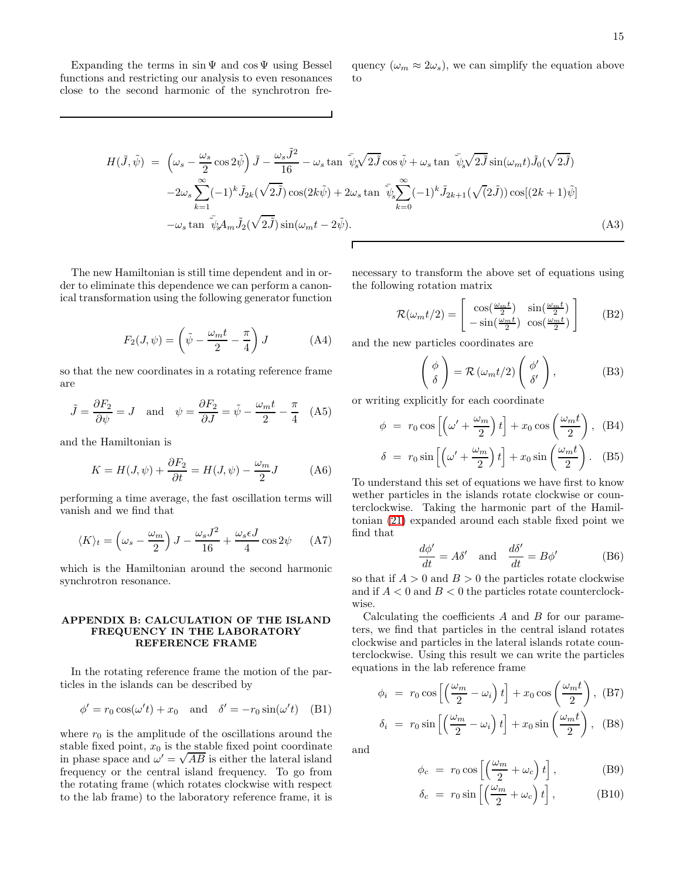Expanding the terms in $\sin\Psi$ and $\cos\Psi$ using Bessel functions and restricting our analysis to even resonances close to the second harmonic of the synchrotron frequency ($\omega_m \approx 2\omega_s$), we can simplify the equation above to

$$
\begin{aligned}
H(\tilde{J},\tilde{\psi}) \; = \; & \left(\omega_s - \frac{\omega_s}{2}\cos 2\tilde{\psi}\right)\tilde{J} - \frac{\omega_s \tilde{J}^2}{16} - \omega_s \tan\tilde{\psi}_s \sqrt{2\tilde{J}}\cos\tilde{\psi} + \omega_s \tan\tilde{\psi}_s \sqrt{2\tilde{J}}\sin(\omega_m t)\tilde{J}_0(\sqrt{2\tilde{J}}) \\
& -2\omega_s \sum_{k=1}^{\infty}(-1)^k \tilde{J}_{2k}(\sqrt{2\tilde{J}})\cos(2k\tilde{\psi}) + 2\omega_s \tan\tilde{\psi}_s \sum_{k=0}^{\infty}(-1)^k \tilde{J}_{2k+1}(\sqrt{(}2\tilde{J}))\cos[(2k+1)\tilde{\psi}] \\
& -\omega_s \tan\tilde{\psi}_s A_m \tilde{J}_2(\sqrt{2\tilde{J}})\sin(\omega_m t - 2\tilde{\psi}). \qquad \text{(A3)}
\end{aligned}
$$

The new Hamiltonian is still time dependent and in order to eliminate this dependence we can perform a canonical transformation using the following generator function

$$F_2(J,\psi) = \left(\tilde{\psi} - \frac{\omega_m t}{2} - \frac{\pi}{4}\right)J \qquad \text{(A4)}$$

so that the new coordinates in a rotating reference frame are

$$\tilde{J} = \frac{\partial F_2}{\partial \psi} = J \quad \text{and} \quad \psi = \frac{\partial F_2}{\partial J} = \tilde{\psi} - \frac{\omega_m t}{2} - \frac{\pi}{4} \qquad \text{(A5)}$$

and the Hamiltonian is

$$K = H(J,\psi) + \frac{\partial F_2}{\partial t} = H(J,\psi) - \frac{\omega_m}{2}J \qquad \text{(A6)}$$

performing a time average, the fast oscillation terms will vanish and we find that

$$\langle K\rangle_t = \left(\omega_s - \frac{\omega_m}{2}\right)J - \frac{\omega_s J^2}{16} + \frac{\omega_s \epsilon J}{4}\cos 2\psi \qquad \text{(A7)}$$

which is the Hamiltonian around the second harmonic synchrotron resonance.

## APPENDIX B: CALCULATION OF THE ISLAND FREQUENCY IN THE LABORATORY REFERENCE FRAME

In the rotating reference frame the motion of the particles in the islands can be described by

$$\phi' = r_0\cos(\omega' t) + x_0 \quad \text{and} \quad \delta' = -r_0\sin(\omega' t) \qquad \text{(B1)}$$

where $r_0$ is the amplitude of the oscillations around the stable fixed point, $x_0$ is the stable fixed point coordinate in phase space and $\omega' = \sqrt{AB}$ is either the lateral island frequency or the central island frequency. To go from the rotating frame (which rotates clockwise with respect to the lab frame) to the laboratory reference frame, it is necessary to transform the above set of equations using the following rotation matrix

$$\mathcal{R}(\omega_m t/2) = \begin{bmatrix} \cos(\frac{\omega_m t}{2}) & \sin(\frac{\omega_m t}{2}) \\ -\sin(\frac{\omega_m t}{2}) & \cos(\frac{\omega_m t}{2}) \end{bmatrix} \qquad \text{(B2)}$$

and the new particles coordinates are

$$\begin{pmatrix} \phi \\ \delta \end{pmatrix} = \mathcal{R}\left(\omega_m t/2\right)\begin{pmatrix} \phi' \\ \delta' \end{pmatrix}, \qquad \text{(B3)}$$

or writing explicitly for each coordinate

$$\phi = r_0\cos\left[\left(\omega' + \frac{\omega_m}{2}\right)t\right] + x_0\cos\left(\frac{\omega_m t}{2}\right), \qquad \text{(B4)}$$

$$\delta = r_0\sin\left[\left(\omega' + \frac{\omega_m}{2}\right)t\right] + x_0\sin\left(\frac{\omega_m t}{2}\right). \qquad \text{(B5)}$$

To understand this set of equations we have first to know wether particles in the islands rotate clockwise or counterclockwise. Taking the harmonic part of the Hamiltonian (21) expanded around each stable fixed point we find that

$$\frac{d\phi'}{dt} = A\delta' \quad \text{and} \quad \frac{d\delta'}{dt} = B\phi' \qquad \text{(B6)}$$

so that if $A > 0$ and $B > 0$ the particles rotate clockwise and if $A < 0$ and $B < 0$ the particles rotate counterclockwise.

Calculating the coefficients $A$ and $B$ for our parameters, we find that particles in the central island rotates clockwise and particles in the lateral islands rotate counterclockwise. Using this result we can write the particles equations in the lab reference frame

$$\phi_i = r_0\cos\left[\left(\frac{\omega_m}{2} - \omega_i\right)t\right] + x_0\cos\left(\frac{\omega_m t}{2}\right), \qquad \text{(B7)}$$

$$\delta_i = r_0\sin\left[\left(\frac{\omega_m}{2} - \omega_i\right)t\right] + x_0\sin\left(\frac{\omega_m t}{2}\right), \qquad \text{(B8)}$$

and

$$\phi_c = r_0\cos\left[\left(\frac{\omega_m}{2} + \omega_c\right)t\right], \qquad \text{(B9)}$$

$$\delta_c = r_0\sin\left[\left(\frac{\omega_m}{2} + \omega_c\right)t\right], \qquad \text{(B10)}$$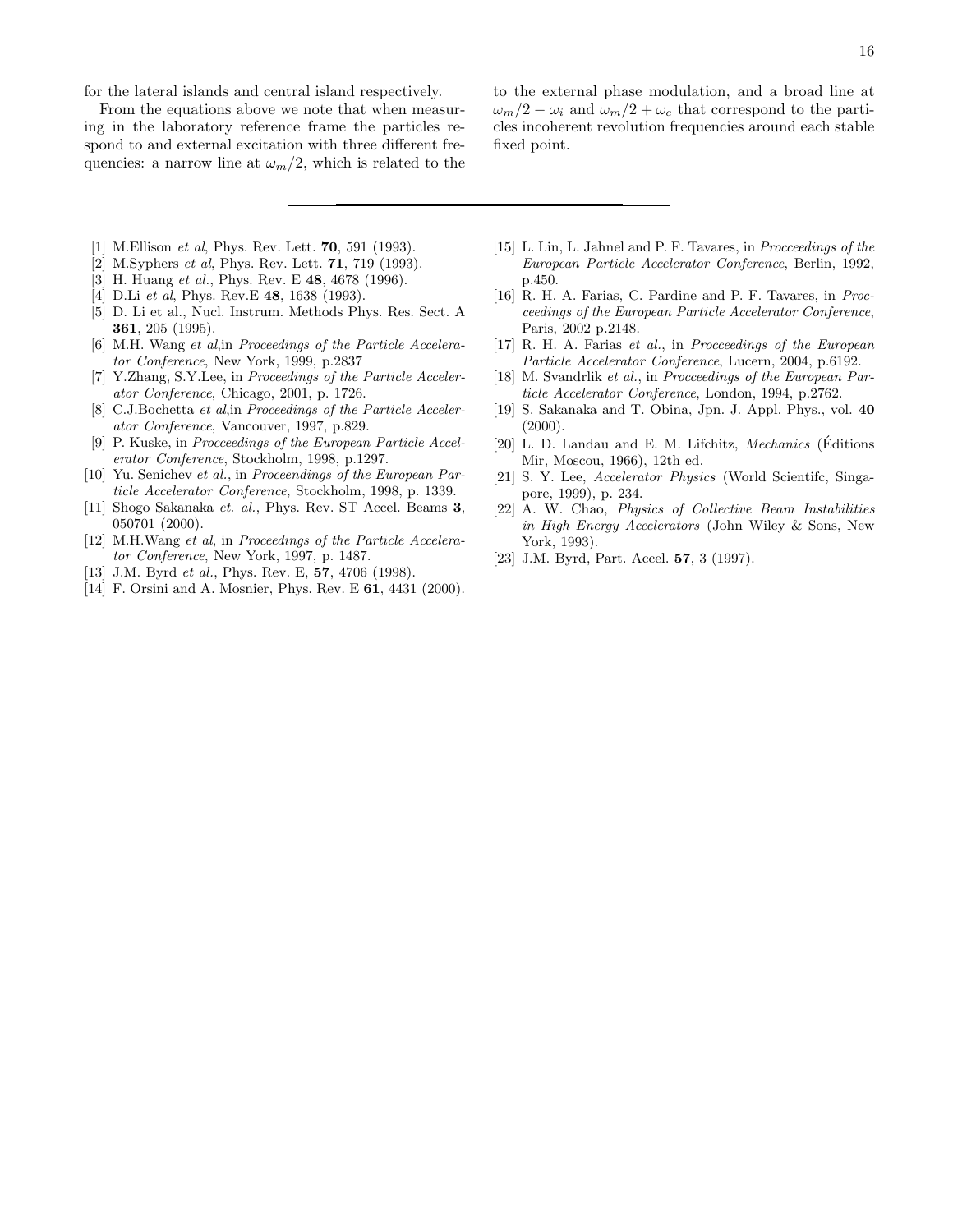for the lateral islands and central island respectively.

From the equations above we note that when measuring in the laboratory reference frame the particles respond to and external excitation with three different frequencies: a narrow line at $\omega_m/2$, which is related to the to the external phase modulation, and a broad line at $\omega_m/2 - \omega_i$ and $\omega_m/2 + \omega_c$ that correspond to the particles incoherent revolution frequencies around each stable fixed point.

---

[1] M.Ellison *et al*, Phys. Rev. Lett. **70**, 591 (1993).

[2] M.Syphers *et al*, Phys. Rev. Lett. **71**, 719 (1993).

[3] H. Huang *et al.*, Phys. Rev. E **48**, 4678 (1996).

[4] D.Li *et al*, Phys. Rev.E **48**, 1638 (1993).

[5] D. Li et al., Nucl. Instrum. Methods Phys. Res. Sect. A **361**, 205 (1995).

[6] M.H. Wang *et al*,in *Proceedings of the Particle Accelerator Conference*, New York, 1999, p.2837

[7] Y.Zhang, S.Y.Lee, in *Proceedings of the Particle Accelerator Conference*, Chicago, 2001, p. 1726.

[8] C.J.Bochetta *et al*,in *Proceedings of the Particle Accelerator Conference*, Vancouver, 1997, p.829.

[9] P. Kuske, in *Procceedings of the European Particle Accelerator Conference*, Stockholm, 1998, p.1297.

[10] Yu. Senichev *et al.*, in *Proceendings of the European Particle Accelerator Conference*, Stockholm, 1998, p. 1339.

[11] Shogo Sakanaka *et. al.*, Phys. Rev. ST Accel. Beams **3**, 050701 (2000).

[12] M.H.Wang *et al*, in *Proceedings of the Particle Accelerator Conference*, New York, 1997, p. 1487.

[13] J.M. Byrd *et al.*, Phys. Rev. E, **57**, 4706 (1998).

[14] F. Orsini and A. Mosnier, Phys. Rev. E **61**, 4431 (2000).

[15] L. Lin, L. Jahnel and P. F. Tavares, in *Procceedings of the European Particle Accelerator Conference*, Berlin, 1992, p.450.

[16] R. H. A. Farias, C. Pardine and P. F. Tavares, in *Procceedings of the European Particle Accelerator Conference*, Paris, 2002 p.2148.

[17] R. H. A. Farias *et al.*, in *Procceedings of the European Particle Accelerator Conference*, Lucern, 2004, p.6192.

[18] M. Svandrlik *et al.*, in *Procceedings of the European Particle Accelerator Conference*, London, 1994, p.2762.

[19] S. Sakanaka and T. Obina, Jpn. J. Appl. Phys., vol. **40** (2000).

[20] L. D. Landau and E. M. Lifchitz, *Mechanics* (Éditions Mir, Moscou, 1966), 12th ed.

[21] S. Y. Lee, *Accelerator Physics* (World Scientifc, Singapore, 1999), p. 234.

[22] A. W. Chao, *Physics of Collective Beam Instabilities in High Energy Accelerators* (John Wiley & Sons, New York, 1993).

[23] J.M. Byrd, Part. Accel. **57**, 3 (1997).